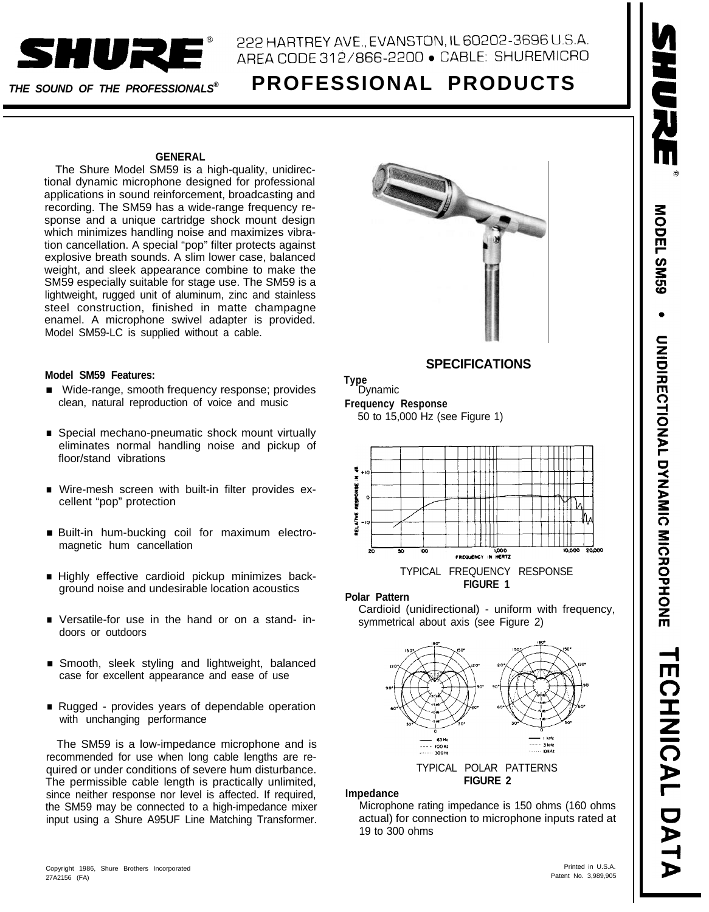# SHURE®

222 HARTREY AVE., EVANSTON, IL 60202-3696 U.S.A.
AREA CODE 312/866-2200 • CABLE: SHUREMICRO

*THE SOUND OF THE PROFESSIONALS®*

## PROFESSIONAL PRODUCTS

**MODEL SM59 • UNIDIRECTIONAL DYNAMIC MICROPHONE — TECHNICAL DATA**

### GENERAL

The Shure Model SM59 is a high-quality, unidirectional dynamic microphone designed for professional applications in sound reinforcement, broadcasting and recording. The SM59 has a wide-range frequency response and a unique cartridge shock mount design which minimizes handling noise and maximizes vibration cancellation. A special "pop" filter protects against explosive breath sounds. A slim lower case, balanced weight, and sleek appearance combine to make the SM59 especially suitable for stage use. The SM59 is a lightweight, rugged unit of aluminum, zinc and stainless steel construction, finished in matte champagne enamel. A microphone swivel adapter is provided. Model SM59-LC is supplied without a cable.

**Model SM59 Features:**

- Wide-range, smooth frequency response; provides clean, natural reproduction of voice and music
- Special mechano-pneumatic shock mount virtually eliminates normal handling noise and pickup of floor/stand vibrations
- Wire-mesh screen with built-in filter provides excellent "pop" protection
- Built-in hum-bucking coil for maximum electromagnetic hum cancellation
- Highly effective cardioid pickup minimizes background noise and undesirable location acoustics
- Versatile-for use in the hand or on a stand- indoors or outdoors
- Smooth, sleek styling and lightweight, balanced case for excellent appearance and ease of use
- Rugged - provides years of dependable operation with unchanging performance

The SM59 is a low-impedance microphone and is recommended for use when long cable lengths are required or under conditions of severe hum disturbance. The permissible cable length is practically unlimited, since neither response nor level is affected. If required, the SM59 may be connected to a high-impedance mixer input using a Shure A95UF Line Matching Transformer.

### SPECIFICATIONS

**Type**
Dynamic

**Frequency Response**
50 to 15,000 Hz (see Figure 1)

TYPICAL FREQUENCY RESPONSE
**FIGURE 1**

**Polar Pattern**
Cardioid (unidirectional) - uniform with frequency, symmetrical about axis (see Figure 2)

TYPICAL POLAR PATTERNS
**FIGURE 2**

**Impedance**
Microphone rating impedance is 150 ohms (160 ohms actual) for connection to microphone inputs rated at 19 to 300 ohms

Copyright 1986, Shure Brothers Incorporated
27A2156 (FA)

Printed in U.S.A.
Patent No. 3,989,905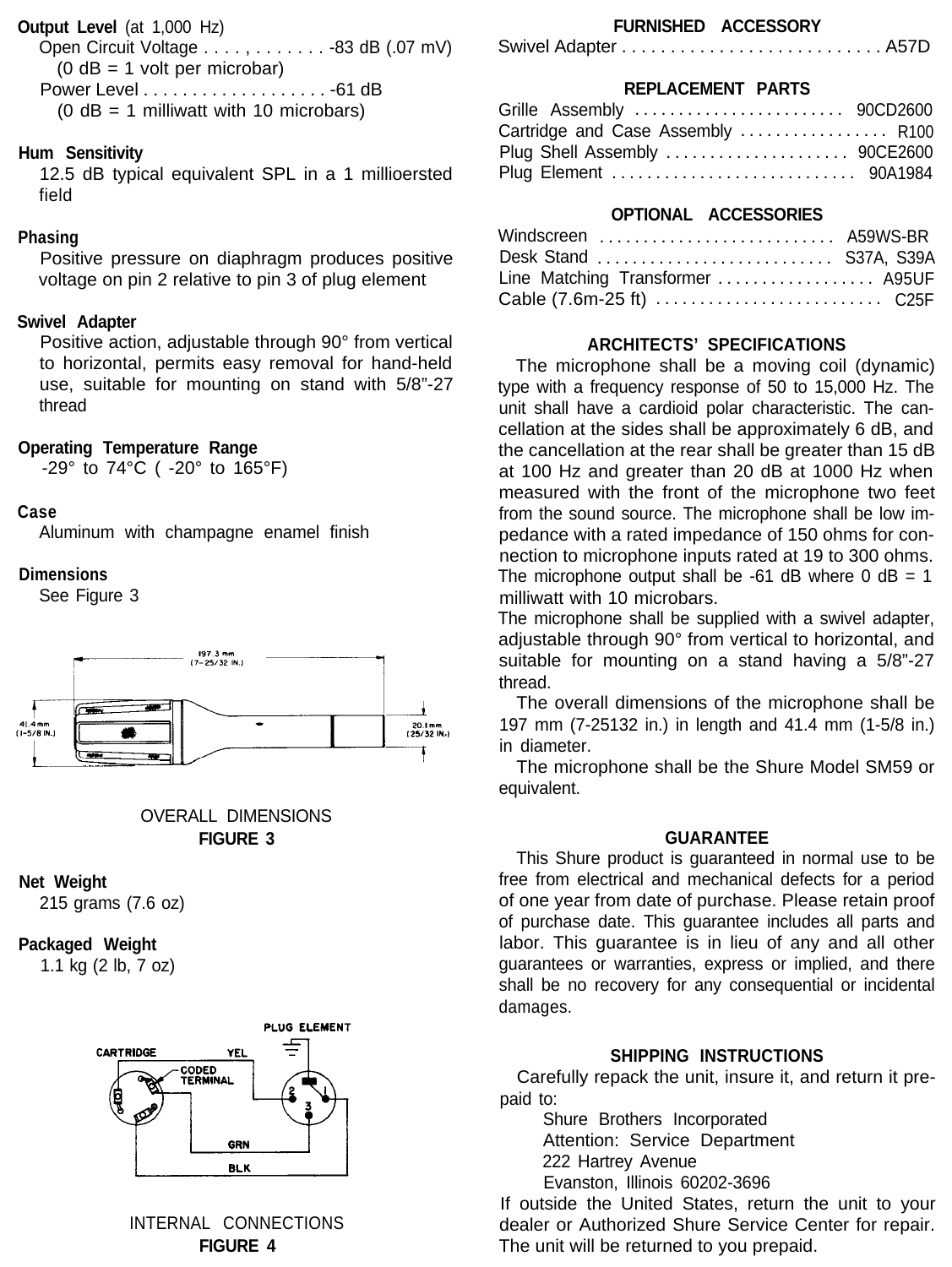**Output Level** (at 1,000 Hz)

Open Circuit Voltage . . . , . . . . . . . . -83 dB (.07 mV)
(0 dB = 1 volt per microbar)

Power Level . . . . . . . . . . . . . . . . . . . -61 dB
(0 dB = 1 milliwatt with 10 microbars)

**Hum Sensitivity**

12.5 dB typical equivalent SPL in a 1 millioersted field

**Phasing**

Positive pressure on diaphragm produces positive voltage on pin 2 relative to pin 3 of plug element

**Swivel Adapter**

Positive action, adjustable through 90° from vertical to horizontal, permits easy removal for hand-held use, suitable for mounting on stand with 5/8”-27 thread

**Operating Temperature Range**

-29° to 74°C ( -20° to 165°F)

**Case**

Aluminum with champagne enamel finish

**Dimensions**

See Figure 3

197.3 mm
(7-25/32 IN.)
41.4 mm
(1-5/8 IN.)
20.1 mm
(25/32 IN.)

OVERALL DIMENSIONS
**FIGURE 3**

**Net Weight**

215 grams (7.6 oz)

**Packaged Weight**

1.1 kg (2 lb, 7 oz)

PLUG ELEMENT
CARTRIDGE
YEL
CODED TERMINAL
GRN
BLK
2
1
3

INTERNAL CONNECTIONS
**FIGURE 4**

**FURNISHED ACCESSORY**

Swivel Adapter . . . . . . . . . . . . . . . . . . . . . . . . . . A57D

**REPLACEMENT PARTS**

Grille Assembly . . . . . . . . . . . . . . . . . . . . . . . 90CD2600
Cartridge and Case Assembly . . . . . . . . . . . . . . . . R100
Plug Shell Assembly . . . . . . . . . . . . . . . . . . . . 90CE2600
Plug Element . . . . . . . . . . . . . . . . . . . . . . . . . . . 90A1984

**OPTIONAL ACCESSORIES**

Windscreen . . . . . . . . . . . . . . . . . . . . . . . . . . A59WS-BR
Desk Stand . . . . . . . . . . . . . . . . . . . . . . . . . . S37A, S39A
Line Matching Transformer . . . . . . . . . . . . . . . . . A95UF
Cable (7.6m-25 ft) . . . . . . . . . . . . . . . . . . . . . . . . . C25F

**ARCHITECTS’ SPECIFICATIONS**

The microphone shall be a moving coil (dynamic) type with a frequency response of 50 to 15,000 Hz. The unit shall have a cardioid polar characteristic. The cancellation at the sides shall be approximately 6 dB, and the cancellation at the rear shall be greater than 15 dB at 100 Hz and greater than 20 dB at 1000 Hz when measured with the front of the microphone two feet from the sound source. The microphone shall be low impedance with a rated impedance of 150 ohms for connection to microphone inputs rated at 19 to 300 ohms. The microphone output shall be -61 dB where 0 dB = 1 milliwatt with 10 microbars.

The microphone shall be supplied with a swivel adapter, adjustable through 90° from vertical to horizontal, and suitable for mounting on a stand having a 5/8”-27 thread.

The overall dimensions of the microphone shall be 197 mm (7-25132 in.) in length and 41.4 mm (1-5/8 in.) in diameter.

The microphone shall be the Shure Model SM59 or equivalent.

**GUARANTEE**

This Shure product is guaranteed in normal use to be free from electrical and mechanical defects for a period of one year from date of purchase. Please retain proof of purchase date. This guarantee includes all parts and labor. This guarantee is in lieu of any and all other guarantees or warranties, express or implied, and there shall be no recovery for any consequential or incidental damages.

**SHIPPING INSTRUCTIONS**

Carefully repack the unit, insure it, and return it prepaid to:

Shure Brothers Incorporated
Attention: Service Department
222 Hartrey Avenue
Evanston, Illinois 60202-3696

If outside the United States, return the unit to your dealer or Authorized Shure Service Center for repair. The unit will be returned to you prepaid.